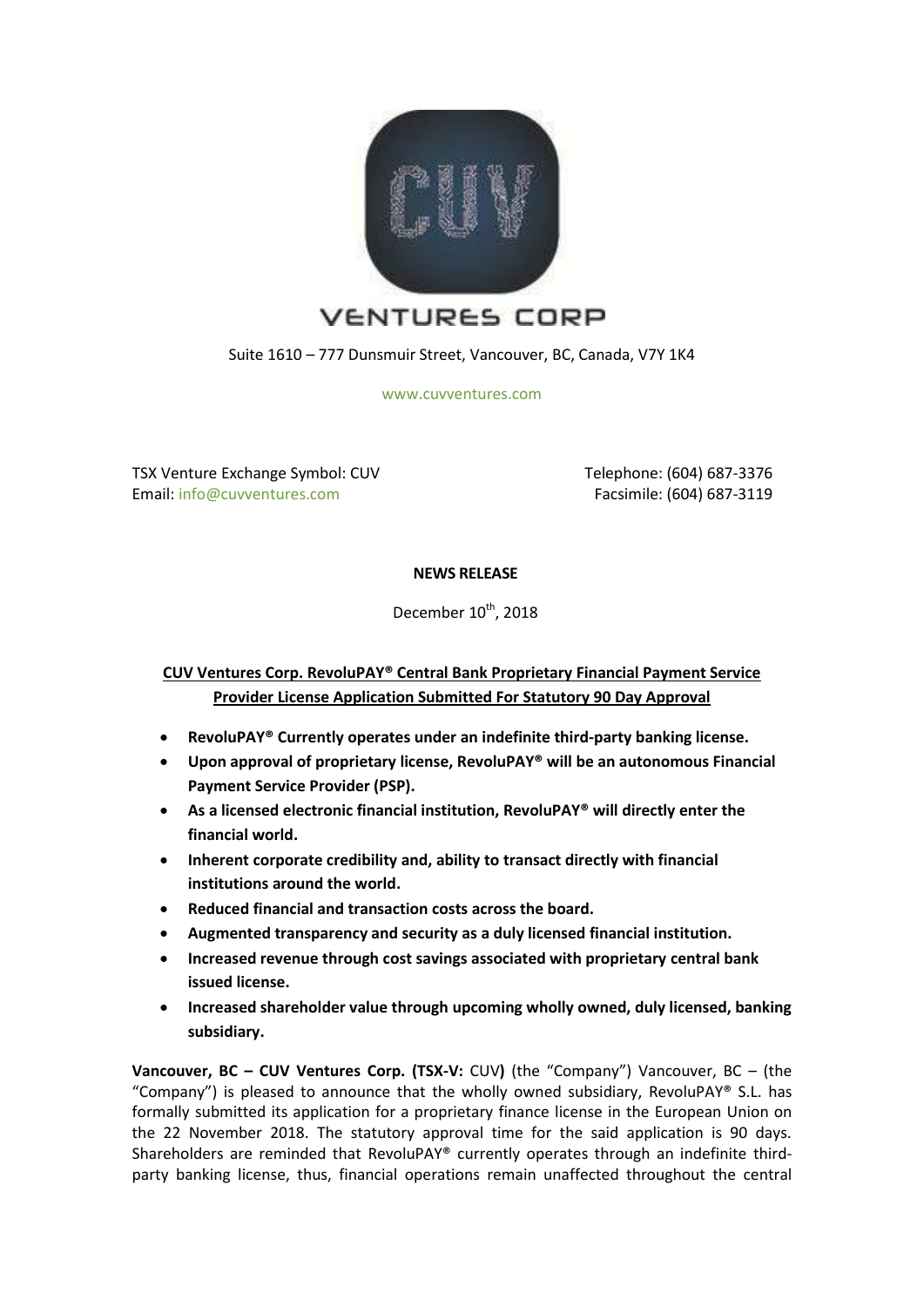# CUV VENTURES CORP

Suite 1610 – 777 Dunsmuir Street, Vancouver, BC, Canada, V7Y 1K4

www.cuvventures.com

TSX Venture Exchange Symbol: CUV
Email: info@cuvventures.com

Telephone: (604) 687-3376
Facsimile: (604) 687-3119

**NEWS RELEASE**

December 10th, 2018

## CUV Ventures Corp. RevoluPAY® Central Bank Proprietary Financial Payment Service Provider License Application Submitted For Statutory 90 Day Approval

- **RevoluPAY® Currently operates under an indefinite third-party banking license.**
- **Upon approval of proprietary license, RevoluPAY® will be an autonomous Financial Payment Service Provider (PSP).**
- **As a licensed electronic financial institution, RevoluPAY® will directly enter the financial world.**
- **Inherent corporate credibility and, ability to transact directly with financial institutions around the world.**
- **Reduced financial and transaction costs across the board.**
- **Augmented transparency and security as a duly licensed financial institution.**
- **Increased revenue through cost savings associated with proprietary central bank issued license.**
- **Increased shareholder value through upcoming wholly owned, duly licensed, banking subsidiary.**

**Vancouver, BC – CUV Ventures Corp. (TSX-V:** CUV**)** (the "Company") Vancouver, BC – (the "Company") is pleased to announce that the wholly owned subsidiary, RevoluPAY® S.L. has formally submitted its application for a proprietary finance license in the European Union on the 22 November 2018. The statutory approval time for the said application is 90 days. Shareholders are reminded that RevoluPAY® currently operates through an indefinite third-party banking license, thus, financial operations remain unaffected throughout the central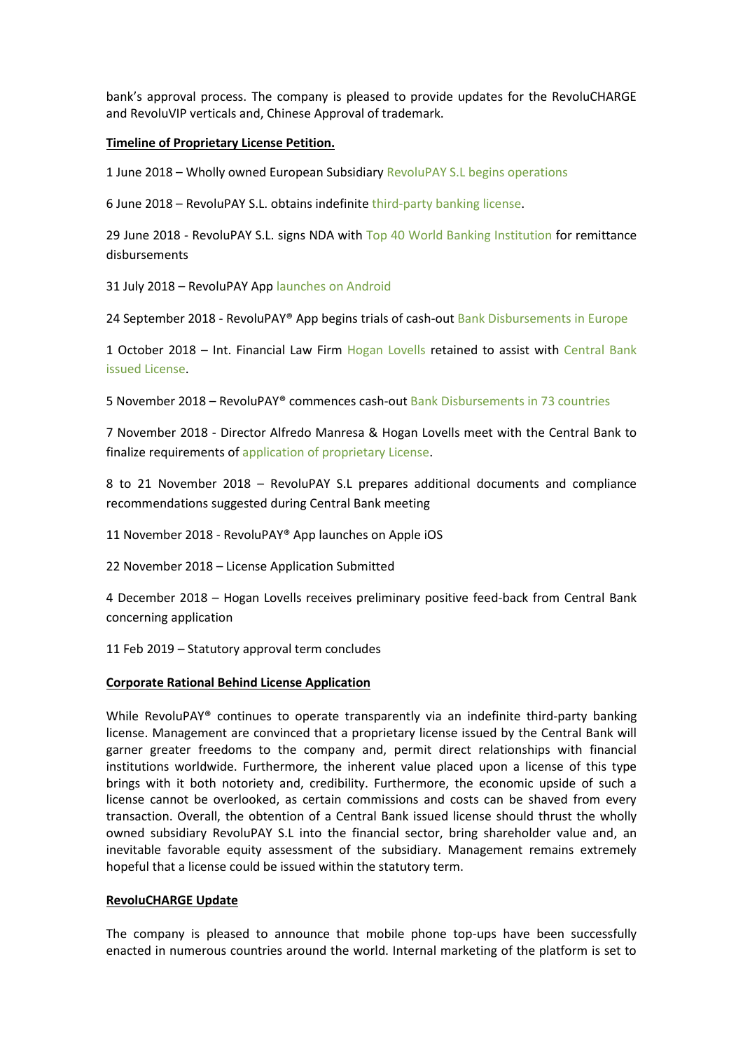bank's approval process. The company is pleased to provide updates for the RevoluCHARGE and RevoluVIP verticals and, Chinese Approval of trademark.

**Timeline of Proprietary License Petition.**

1 June 2018 – Wholly owned European Subsidiary RevoluPAY S.L begins operations

6 June 2018 – RevoluPAY S.L. obtains indefinite third-party banking license.

29 June 2018 - RevoluPAY S.L. signs NDA with Top 40 World Banking Institution for remittance disbursements

31 July 2018 – RevoluPAY App launches on Android

24 September 2018 - RevoluPAY® App begins trials of cash-out Bank Disbursements in Europe

1 October 2018 – Int. Financial Law Firm Hogan Lovells retained to assist with Central Bank issued License.

5 November 2018 – RevoluPAY® commences cash-out Bank Disbursements in 73 countries

7 November 2018 - Director Alfredo Manresa & Hogan Lovells meet with the Central Bank to finalize requirements of application of proprietary License.

8 to 21 November 2018 – RevoluPAY S.L prepares additional documents and compliance recommendations suggested during Central Bank meeting

11 November 2018 - RevoluPAY® App launches on Apple iOS

22 November 2018 – License Application Submitted

4 December 2018 – Hogan Lovells receives preliminary positive feed-back from Central Bank concerning application

11 Feb 2019 – Statutory approval term concludes

**Corporate Rational Behind License Application**

While RevoluPAY® continues to operate transparently via an indefinite third-party banking license. Management are convinced that a proprietary license issued by the Central Bank will garner greater freedoms to the company and, permit direct relationships with financial institutions worldwide. Furthermore, the inherent value placed upon a license of this type brings with it both notoriety and, credibility. Furthermore, the economic upside of such a license cannot be overlooked, as certain commissions and costs can be shaved from every transaction. Overall, the obtention of a Central Bank issued license should thrust the wholly owned subsidiary RevoluPAY S.L into the financial sector, bring shareholder value and, an inevitable favorable equity assessment of the subsidiary. Management remains extremely hopeful that a license could be issued within the statutory term.

**RevoluCHARGE Update**

The company is pleased to announce that mobile phone top-ups have been successfully enacted in numerous countries around the world. Internal marketing of the platform is set to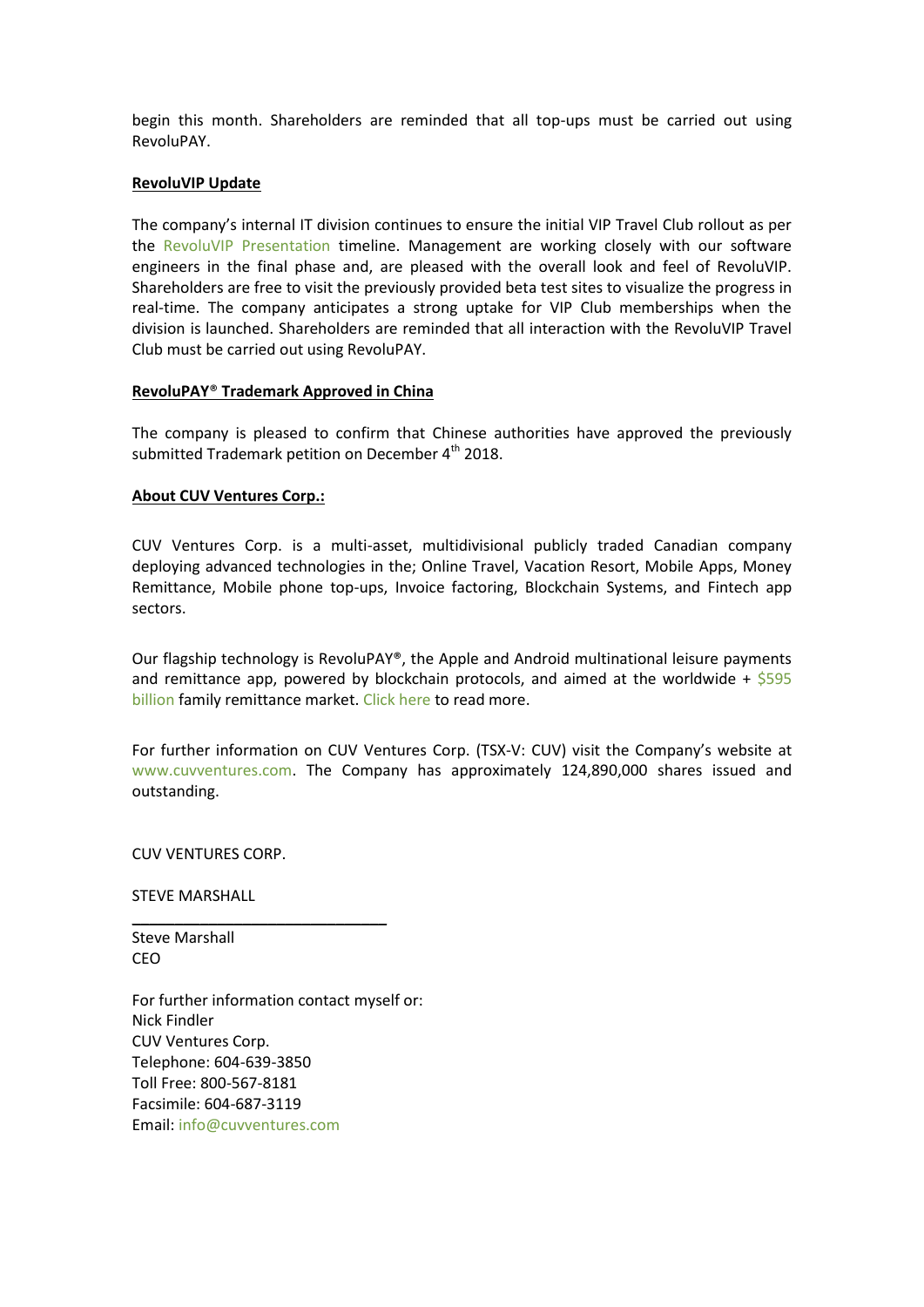begin this month. Shareholders are reminded that all top-ups must be carried out using RevoluPAY.

**RevoluVIP Update**

The company's internal IT division continues to ensure the initial VIP Travel Club rollout as per the RevoluVIP Presentation timeline. Management are working closely with our software engineers in the final phase and, are pleased with the overall look and feel of RevoluVIP. Shareholders are free to visit the previously provided beta test sites to visualize the progress in real-time. The company anticipates a strong uptake for VIP Club memberships when the division is launched. Shareholders are reminded that all interaction with the RevoluVIP Travel Club must be carried out using RevoluPAY.

**RevoluPAY® Trademark Approved in China**

The company is pleased to confirm that Chinese authorities have approved the previously submitted Trademark petition on December 4th 2018.

**About CUV Ventures Corp.:**

CUV Ventures Corp. is a multi-asset, multidivisional publicly traded Canadian company deploying advanced technologies in the; Online Travel, Vacation Resort, Mobile Apps, Money Remittance, Mobile phone top-ups, Invoice factoring, Blockchain Systems, and Fintech app sectors.

Our flagship technology is RevoluPAY®, the Apple and Android multinational leisure payments and remittance app, powered by blockchain protocols, and aimed at the worldwide + $595 billion family remittance market. Click here to read more.

For further information on CUV Ventures Corp. (TSX-V: CUV) visit the Company's website at www.cuvventures.com. The Company has approximately 124,890,000 shares issued and outstanding.

CUV VENTURES CORP.

STEVE MARSHALL

______________________________

Steve Marshall
CEO

For further information contact myself or:
Nick Findler
CUV Ventures Corp.
Telephone: 604-639-3850
Toll Free: 800-567-8181
Facsimile: 604-687-3119
Email: info@cuvventures.com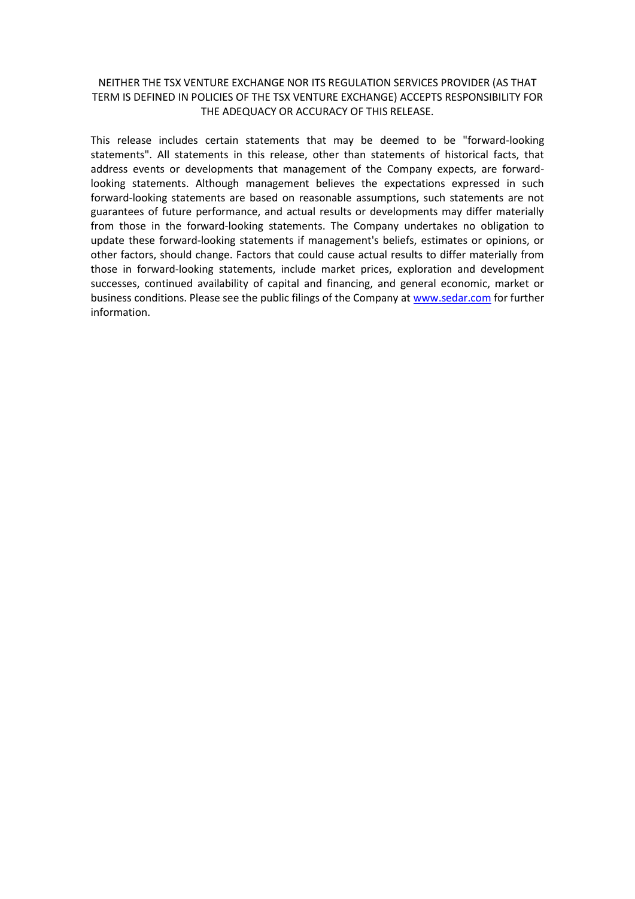NEITHER THE TSX VENTURE EXCHANGE NOR ITS REGULATION SERVICES PROVIDER (AS THAT TERM IS DEFINED IN POLICIES OF THE TSX VENTURE EXCHANGE) ACCEPTS RESPONSIBILITY FOR THE ADEQUACY OR ACCURACY OF THIS RELEASE.

This release includes certain statements that may be deemed to be "forward-looking statements". All statements in this release, other than statements of historical facts, that address events or developments that management of the Company expects, are forward-looking statements. Although management believes the expectations expressed in such forward-looking statements are based on reasonable assumptions, such statements are not guarantees of future performance, and actual results or developments may differ materially from those in the forward-looking statements. The Company undertakes no obligation to update these forward-looking statements if management's beliefs, estimates or opinions, or other factors, should change. Factors that could cause actual results to differ materially from those in forward-looking statements, include market prices, exploration and development successes, continued availability of capital and financing, and general economic, market or business conditions. Please see the public filings of the Company at [www.sedar.com](http://www.sedar.com) for further information.